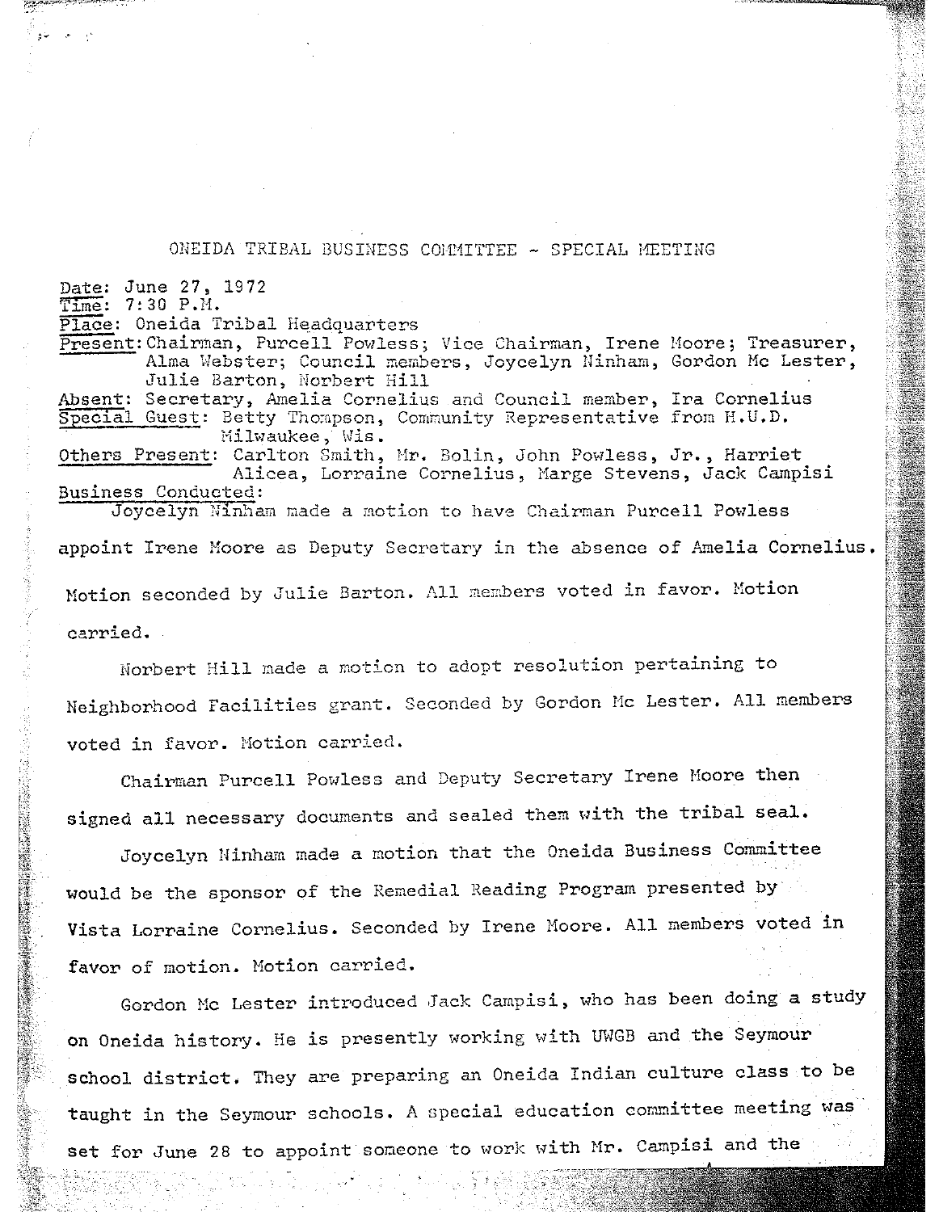# ONEIDA TRIBAL BUSINESS COMMITTEE - SPECIAL MEETING

Date: June 27, 1972
Time: 7:30 P.M.
Place: Oneida Tribal Headquarters
Present: Chairman, Purcell Powless; Vice Chairman, Irene Moore; Treasurer, Alma Webster; Council members, Joycelyn Ninham, Gordon Mc Lester, Julie Barton, Norbert Hill
Absent: Secretary, Amelia Cornelius and Council member, Ira Cornelius
Special Guest: Betty Thompson, Community Representative from H.U.D. Milwaukee, Wis.
Others Present: Carlton Smith, Mr. Bolin, John Powless, Jr., Harriet Alicea, Lorraine Cornelius, Marge Stevens, Jack Campisi
Business Conducted:

Joycelyn Ninham made a motion to have Chairman Purcell Powless appoint Irene Moore as Deputy Secretary in the absence of Amelia Cornelius. Motion seconded by Julie Barton. All members voted in favor. Motion carried.

Norbert Hill made a motion to adopt resolution pertaining to Neighborhood Facilities grant. Seconded by Gordon Mc Lester. All members voted in favor. Motion carried.

Chairman Purcell Powless and Deputy Secretary Irene Moore then signed all necessary documents and sealed them with the tribal seal.

Joycelyn Ninham made a motion that the Oneida Business Committee would be the sponsor of the Remedial Reading Program presented by Vista Lorraine Cornelius. Seconded by Irene Moore. All members voted in favor of motion. Motion carried.

Gordon Mc Lester introduced Jack Campisi, who has been doing a study on Oneida history. He is presently working with UWGB and the Seymour school district. They are preparing an Oneida Indian culture class to be taught in the Seymour schools. A special education committee meeting was set for June 28 to appoint someone to work with Mr. Campisi and the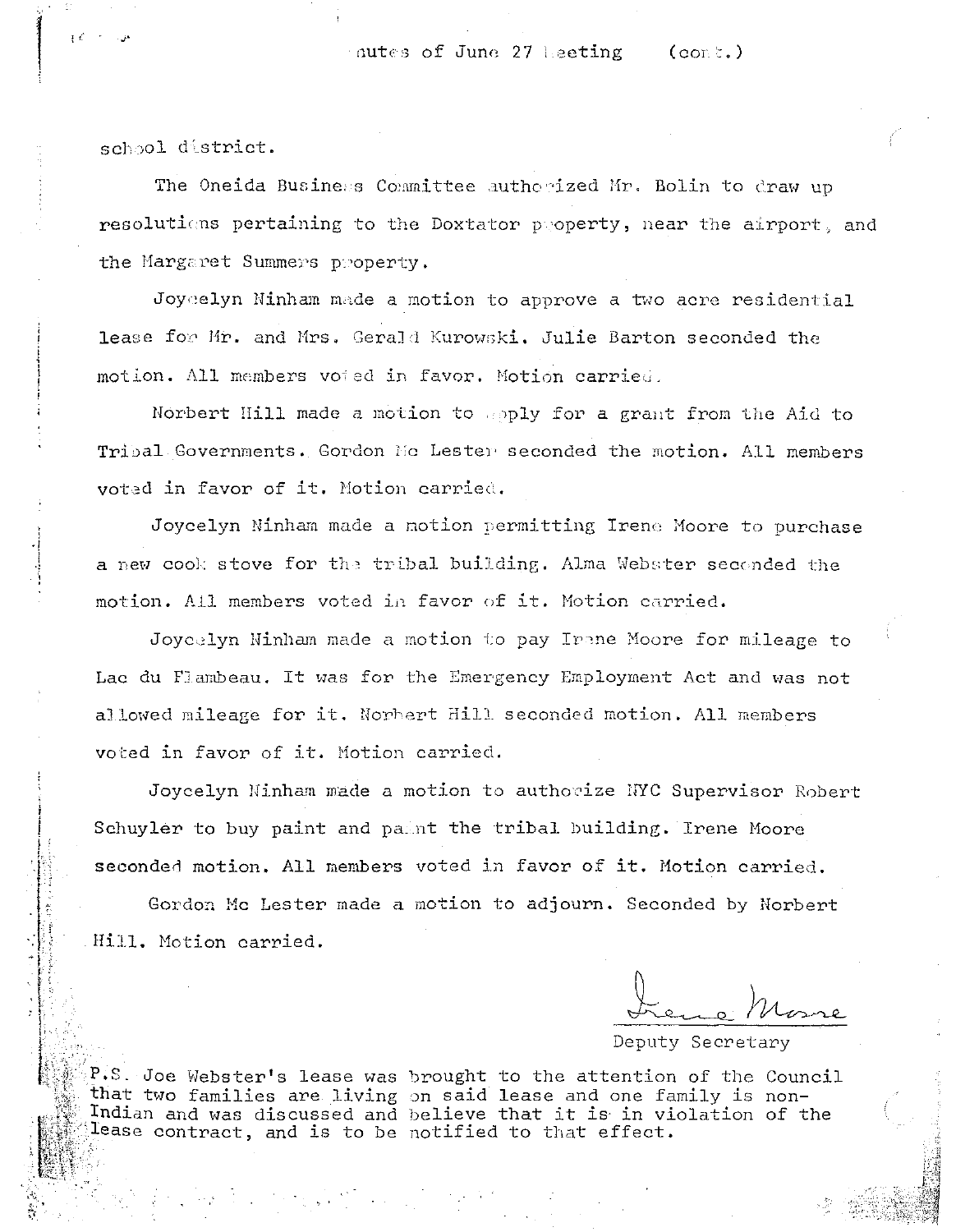school district.

The Oneida Business Committee authorized Mr. Bolin to draw up resolutions pertaining to the Doxtator property, near the airport, and the Margaret Summers property.

Joycelyn Ninham made a motion to approve a two acre residential lease for Mr. and Mrs. Gerald Kurowski. Julie Barton seconded the motion. All members voted in favor. Motion carried.

Norbert Hill made a motion to apply for a grant from the Aid to Tribal Governments. Gordon Mc Lester seconded the motion. All members voted in favor of it. Motion carried.

Joycelyn Ninham made a motion permitting Irene Moore to purchase a new cook stove for the tribal building. Alma Webster seconded the motion. All members voted in favor of it. Motion carried.

Joycelyn Ninham made a motion to pay Irene Moore for mileage to Lac du Flambeau. It was for the Emergency Employment Act and was not allowed mileage for it. Norbert Hill seconded motion. All members voted in favor of it. Motion carried.

Joycelyn Ninham made a motion to authorize NYC Supervisor Robert Schuyler to buy paint and paint the tribal building. Irene Moore seconded motion. All members voted in favor of it. Motion carried.

Gordon Mc Lester made a motion to adjourn. Seconded by Norbert Hill. Motion carried.

Irene Moore
Deputy Secretary

P.S. Joe Webster's lease was brought to the attention of the Council that two families are living on said lease and one family is non-Indian and was discussed and believe that it is in violation of the lease contract, and is to be notified to that effect.